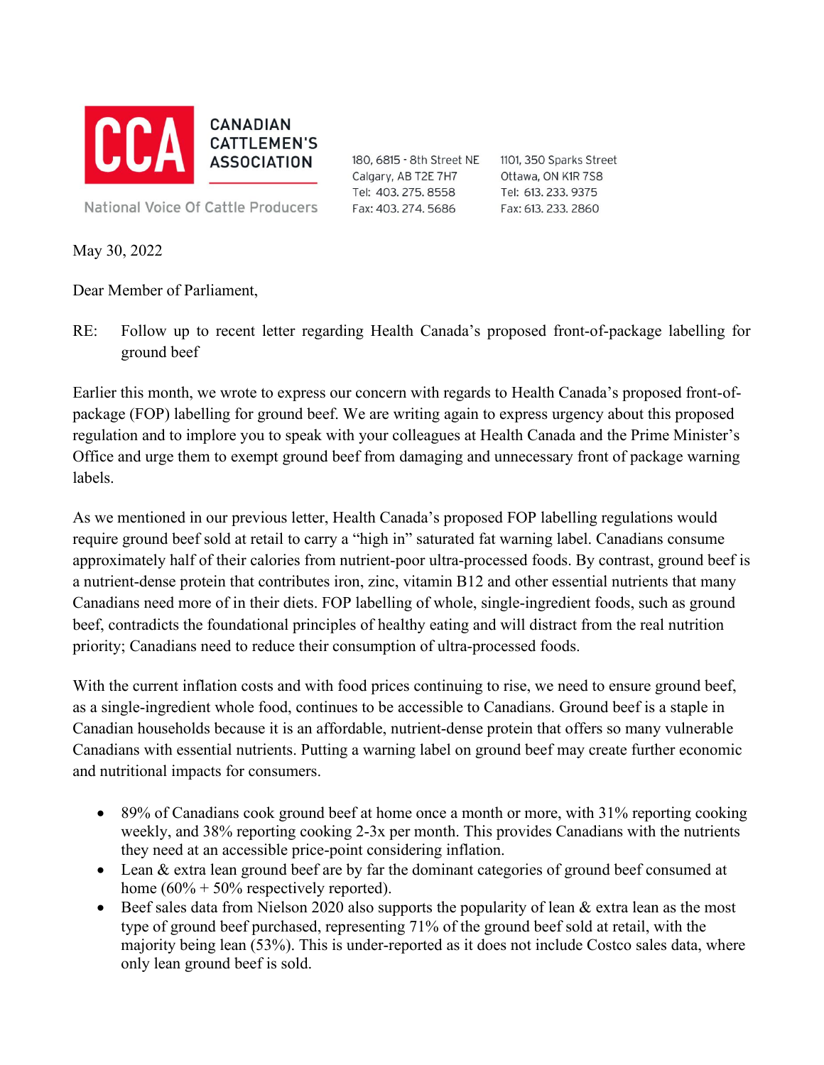**CCA** CANADIAN CATTLEMEN'S ASSOCIATION

National Voice Of Cattle Producers

180, 6815 - 8th Street NE
Calgary, AB T2E 7H7
Tel: 403. 275. 8558
Fax: 403. 274. 5686

1101, 350 Sparks Street
Ottawa, ON K1R 7S8
Tel: 613. 233. 9375
Fax: 613. 233. 2860

May 30, 2022

Dear Member of Parliament,

RE: Follow up to recent letter regarding Health Canada's proposed front-of-package labelling for ground beef

Earlier this month, we wrote to express our concern with regards to Health Canada's proposed front-of-package (FOP) labelling for ground beef. We are writing again to express urgency about this proposed regulation and to implore you to speak with your colleagues at Health Canada and the Prime Minister's Office and urge them to exempt ground beef from damaging and unnecessary front of package warning labels.

As we mentioned in our previous letter, Health Canada's proposed FOP labelling regulations would require ground beef sold at retail to carry a "high in" saturated fat warning label. Canadians consume approximately half of their calories from nutrient-poor ultra-processed foods. By contrast, ground beef is a nutrient-dense protein that contributes iron, zinc, vitamin B12 and other essential nutrients that many Canadians need more of in their diets. FOP labelling of whole, single-ingredient foods, such as ground beef, contradicts the foundational principles of healthy eating and will distract from the real nutrition priority; Canadians need to reduce their consumption of ultra-processed foods.

With the current inflation costs and with food prices continuing to rise, we need to ensure ground beef, as a single-ingredient whole food, continues to be accessible to Canadians. Ground beef is a staple in Canadian households because it is an affordable, nutrient-dense protein that offers so many vulnerable Canadians with essential nutrients. Putting a warning label on ground beef may create further economic and nutritional impacts for consumers.

- 89% of Canadians cook ground beef at home once a month or more, with 31% reporting cooking weekly, and 38% reporting cooking 2-3x per month. This provides Canadians with the nutrients they need at an accessible price-point considering inflation.
- Lean & extra lean ground beef are by far the dominant categories of ground beef consumed at home (60% + 50% respectively reported).
- Beef sales data from Nielson 2020 also supports the popularity of lean & extra lean as the most type of ground beef purchased, representing 71% of the ground beef sold at retail, with the majority being lean (53%). This is under-reported as it does not include Costco sales data, where only lean ground beef is sold.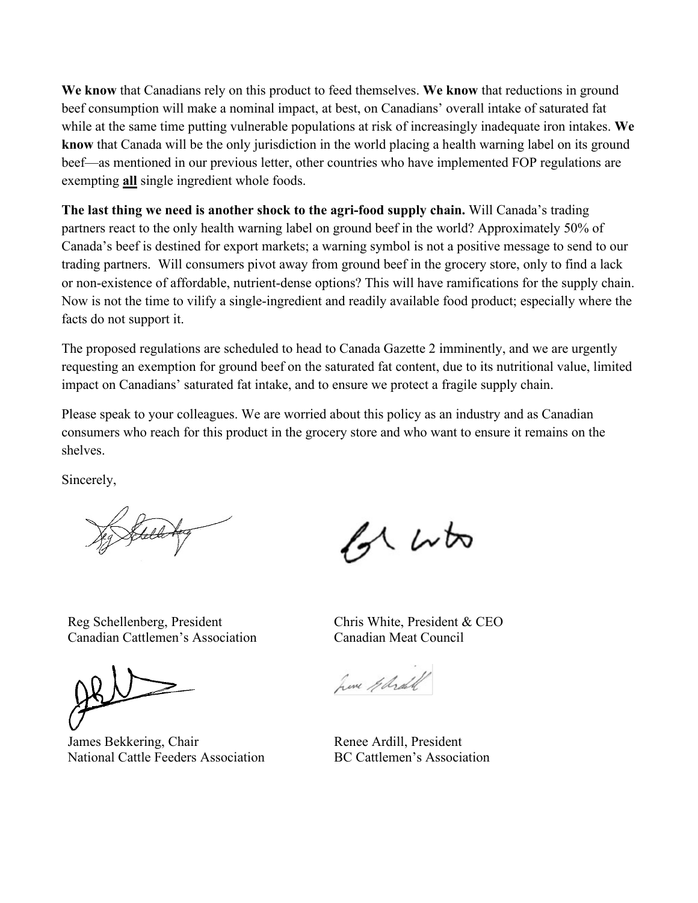**We know** that Canadians rely on this product to feed themselves. **We know** that reductions in ground beef consumption will make a nominal impact, at best, on Canadians' overall intake of saturated fat while at the same time putting vulnerable populations at risk of increasingly inadequate iron intakes. **We know** that Canada will be the only jurisdiction in the world placing a health warning label on its ground beef—as mentioned in our previous letter, other countries who have implemented FOP regulations are exempting <u>**all**</u> single ingredient whole foods.

**The last thing we need is another shock to the agri-food supply chain.** Will Canada's trading partners react to the only health warning label on ground beef in the world? Approximately 50% of Canada's beef is destined for export markets; a warning symbol is not a positive message to send to our trading partners. Will consumers pivot away from ground beef in the grocery store, only to find a lack or non-existence of affordable, nutrient-dense options? This will have ramifications for the supply chain. Now is not the time to vilify a single-ingredient and readily available food product; especially where the facts do not support it.

The proposed regulations are scheduled to head to Canada Gazette 2 imminently, and we are urgently requesting an exemption for ground beef on the saturated fat content, due to its nutritional value, limited impact on Canadians' saturated fat intake, and to ensure we protect a fragile supply chain.

Please speak to your colleagues. We are worried about this policy as an industry and as Canadian consumers who reach for this product in the grocery store and who want to ensure it remains on the shelves.

Sincerely,

Reg Schellenberg, President
Canadian Cattlemen's Association

Chris White, President & CEO
Canadian Meat Council

James Bekkering, Chair
National Cattle Feeders Association

Renee Ardill, President
BC Cattlemen's Association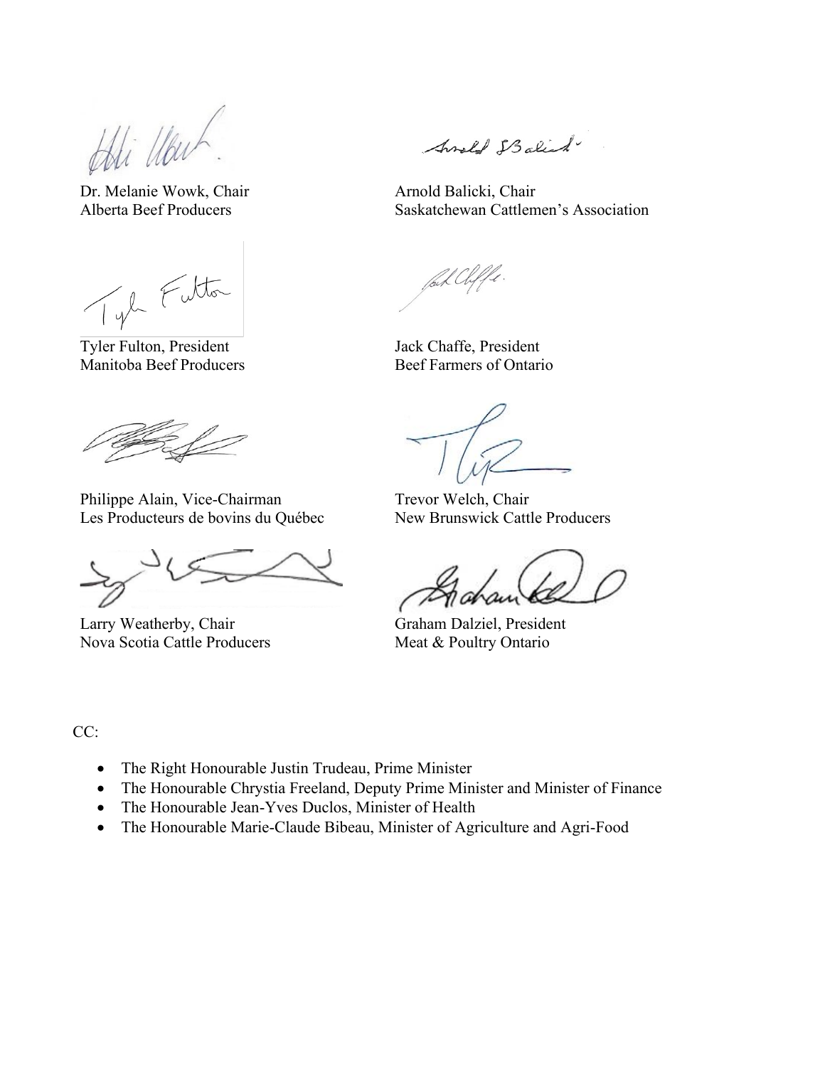Dr. Melanie Wowk, Chair
Alberta Beef Producers

Arnold Balicki, Chair
Saskatchewan Cattlemen's Association

Tyler Fulton, President
Manitoba Beef Producers

Jack Chaffe, President
Beef Farmers of Ontario

Philippe Alain, Vice-Chairman
Les Producteurs de bovins du Québec

Trevor Welch, Chair
New Brunswick Cattle Producers

Larry Weatherby, Chair
Nova Scotia Cattle Producers

Graham Dalziel, President
Meat & Poultry Ontario

CC:

- The Right Honourable Justin Trudeau, Prime Minister
- The Honourable Chrystia Freeland, Deputy Prime Minister and Minister of Finance
- The Honourable Jean-Yves Duclos, Minister of Health
- The Honourable Marie-Claude Bibeau, Minister of Agriculture and Agri-Food